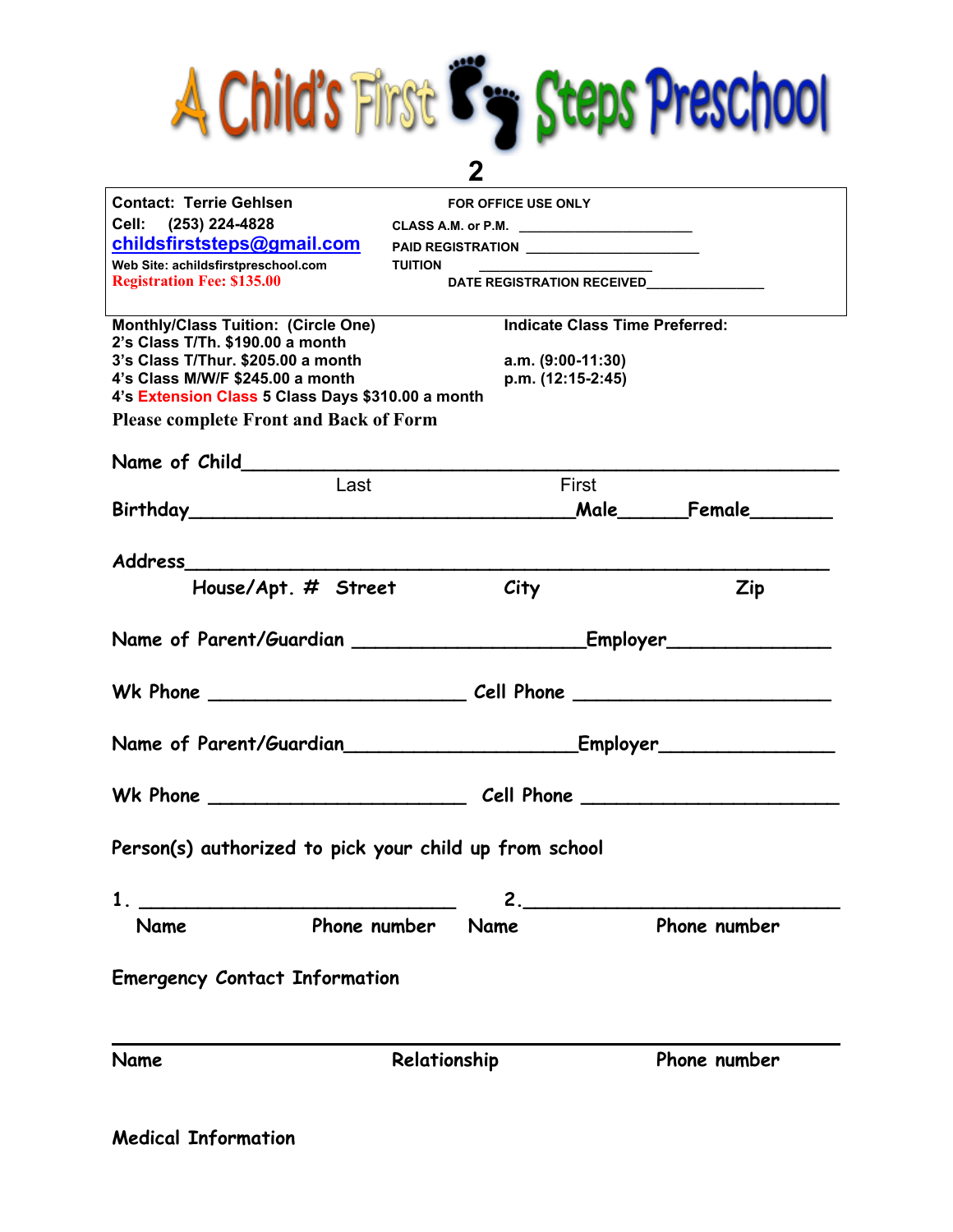# A Child's First Steps Preschool

**2**

| | |
|---|---|
| **Contact: Terrie Gehlsen** | **FOR OFFICE USE ONLY** |
| **Cell: (253) 224-4828** | **CLASS A.M. or P.M.** ______________________ |
| **childsfirststeps@gmail.com** | **PAID REGISTRATION** ______________________ |
| **Web Site: achildsfirstpreschool.com** | **TUITION** ______________________ |
| **Registration Fee: $135.00** | **DATE REGISTRATION RECEIVED**_______________ |

**Monthly/Class Tuition: (Circle One)**
**2's Class T/Th. $190.00 a month**
**3's Class T/Thur. $205.00 a month**
**4's Class M/W/F $245.00 a month**
**4's Extension Class 5 Class Days $310.00 a month**

**Indicate Class Time Preferred:**

**a.m. (9:00-11:30)**
**p.m. (12:15-2:45)**

**Please complete Front and Back of Form**

Name of Child______________________________________________________
Last First

Birthday___________________________________Male______Female_______

Address_____________________________________________________________
House/Apt. # Street City Zip

Name of Parent/Guardian ____________________Employer______________

Wk Phone _______________________ Cell Phone _______________________

Name of Parent/Guardian____________________Employer________________

Wk Phone _______________________ Cell Phone _______________________

Person(s) authorized to pick your child up from school

1. _____________________________ 2._____________________________
Name Phone number Name Phone number

Emergency Contact Information

_____________________________________________________________________
Name Relationship Phone number

Medical Information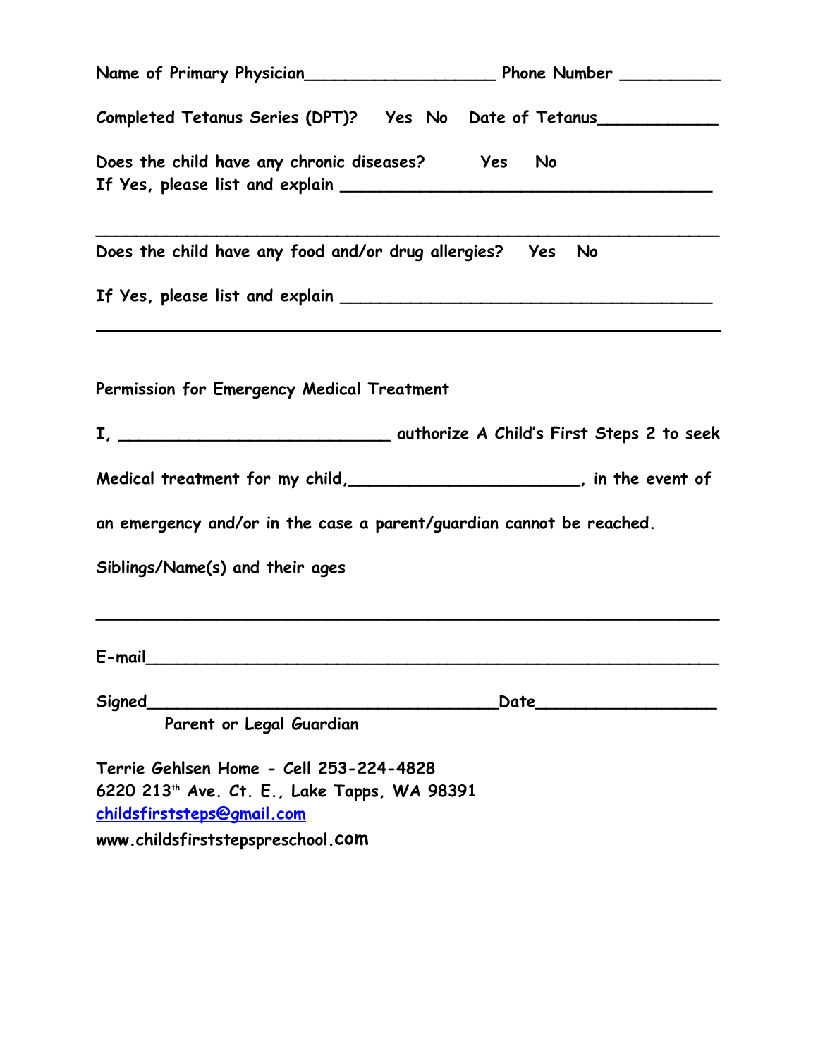Name of Primary Physician___________________ Phone Number __________

Completed Tetanus Series (DPT)? Yes No Date of Tetanus____________

Does the child have any chronic diseases? Yes No
If Yes, please list and explain ______________________________________

______________________________________________________________

Does the child have any food and/or drug allergies? Yes No

If Yes, please list and explain ______________________________________

______________________________________________________________

Permission for Emergency Medical Treatment

I, ___________________________ authorize A Child's First Steps 2 to seek

Medical treatment for my child,_______________________, in the event of

an emergency and/or in the case a parent/guardian cannot be reached.

Siblings/Name(s) and their ages

______________________________________________________________

E-mail___________________________________________________________

Signed___________________________________Date__________________
Parent or Legal Guardian

Terrie Gehlsen Home - Cell 253-224-4828
6220 213th Ave. Ct. E., Lake Tapps, WA 98391
childsfirststeps@gmail.com
www.childsfirststepspreschool.com